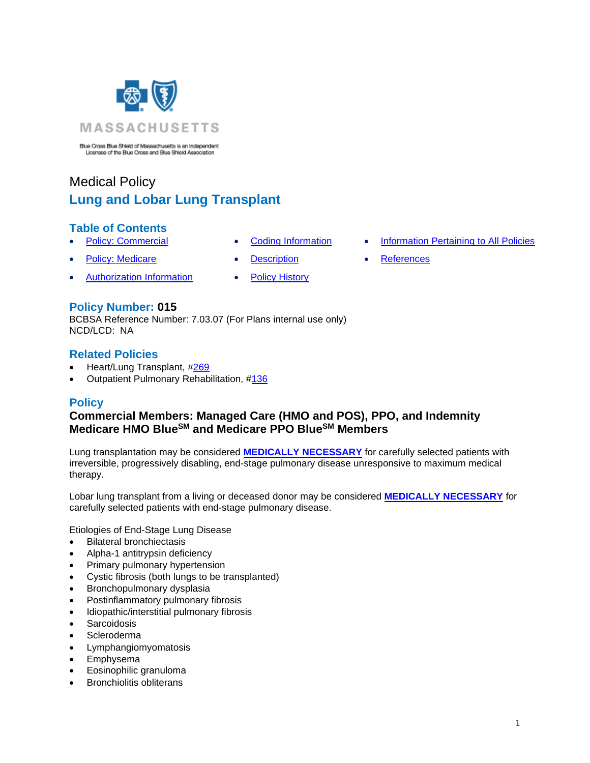Blue Cross Blue Shield of Massachusetts is an Independent Licensee of the Blue Cross and Blue Shield Association

# Medical Policy
# Lung and Lobar Lung Transplant

## Table of Contents

- Policy: Commercial
- Policy: Medicare
- Authorization Information
- Coding Information
- Description
- Policy History
- Information Pertaining to All Policies
- References

## Policy Number: 015

BCBSA Reference Number: 7.03.07 (For Plans internal use only)
NCD/LCD: NA

## Related Policies

- Heart/Lung Transplant, #269
- Outpatient Pulmonary Rehabilitation, #136

## Policy

### Commercial Members: Managed Care (HMO and POS), PPO, and Indemnity
### Medicare HMO Blue[SM] and Medicare PPO Blue[SM] Members

Lung transplantation may be considered **MEDICALLY NECESSARY** for carefully selected patients with irreversible, progressively disabling, end-stage pulmonary disease unresponsive to maximum medical therapy.

Lobar lung transplant from a living or deceased donor may be considered **MEDICALLY NECESSARY** for carefully selected patients with end-stage pulmonary disease.

Etiologies of End-Stage Lung Disease

- Bilateral bronchiectasis
- Alpha-1 antitrypsin deficiency
- Primary pulmonary hypertension
- Cystic fibrosis (both lungs to be transplanted)
- Bronchopulmonary dysplasia
- Postinflammatory pulmonary fibrosis
- Idiopathic/interstitial pulmonary fibrosis
- Sarcoidosis
- Scleroderma
- Lymphangiomyomatosis
- Emphysema
- Eosinophilic granuloma
- Bronchiolitis obliterans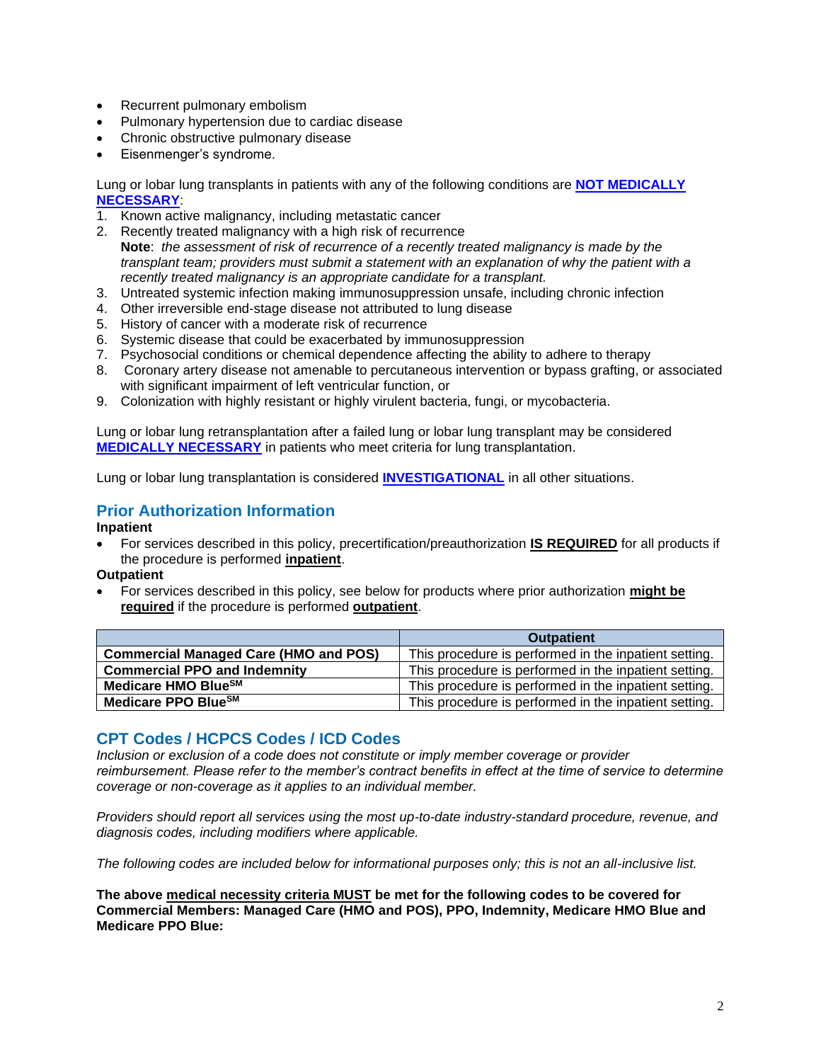- Recurrent pulmonary embolism
- Pulmonary hypertension due to cardiac disease
- Chronic obstructive pulmonary disease
- Eisenmenger's syndrome.

Lung or lobar lung transplants in patients with any of the following conditions are **NOT MEDICALLY NECESSARY**:

1. Known active malignancy, including metastatic cancer
2. Recently treated malignancy with a high risk of recurrence
   **Note**: *the assessment of risk of recurrence of a recently treated malignancy is made by the transplant team; providers must submit a statement with an explanation of why the patient with a recently treated malignancy is an appropriate candidate for a transplant.*
3. Untreated systemic infection making immunosuppression unsafe, including chronic infection
4. Other irreversible end-stage disease not attributed to lung disease
5. History of cancer with a moderate risk of recurrence
6. Systemic disease that could be exacerbated by immunosuppression
7. Psychosocial conditions or chemical dependence affecting the ability to adhere to therapy
8. Coronary artery disease not amenable to percutaneous intervention or bypass grafting, or associated with significant impairment of left ventricular function, or
9. Colonization with highly resistant or highly virulent bacteria, fungi, or mycobacteria.

Lung or lobar lung retransplantation after a failed lung or lobar lung transplant may be considered **MEDICALLY NECESSARY** in patients who meet criteria for lung transplantation.

Lung or lobar lung transplantation is considered **INVESTIGATIONAL** in all other situations.

## Prior Authorization Information

**Inpatient**

- For services described in this policy, precertification/preauthorization **IS REQUIRED** for all products if the procedure is performed **inpatient**.

**Outpatient**

- For services described in this policy, see below for products where prior authorization **might be required** if the procedure is performed **outpatient**.

| | Outpatient |
|---|---|
| **Commercial Managed Care (HMO and POS)** | This procedure is performed in the inpatient setting. |
| **Commercial PPO and Indemnity** | This procedure is performed in the inpatient setting. |
| **Medicare HMO Blue℠** | This procedure is performed in the inpatient setting. |
| **Medicare PPO Blue℠** | This procedure is performed in the inpatient setting. |

## CPT Codes / HCPCS Codes / ICD Codes

*Inclusion or exclusion of a code does not constitute or imply member coverage or provider reimbursement. Please refer to the member's contract benefits in effect at the time of service to determine coverage or non-coverage as it applies to an individual member.*

*Providers should report all services using the most up-to-date industry-standard procedure, revenue, and diagnosis codes, including modifiers where applicable.*

*The following codes are included below for informational purposes only; this is not an all-inclusive list.*

**The above medical necessity criteria MUST be met for the following codes to be covered for Commercial Members: Managed Care (HMO and POS), PPO, Indemnity, Medicare HMO Blue and Medicare PPO Blue:**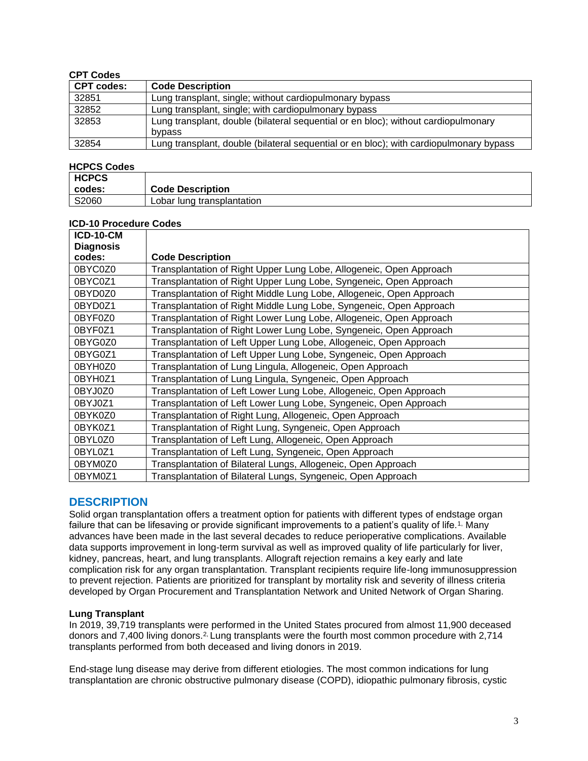**CPT Codes**

| CPT codes: | Code Description |
|---|---|
| 32851 | Lung transplant, single; without cardiopulmonary bypass |
| 32852 | Lung transplant, single; with cardiopulmonary bypass |
| 32853 | Lung transplant, double (bilateral sequential or en bloc); without cardiopulmonary bypass |
| 32854 | Lung transplant, double (bilateral sequential or en bloc); with cardiopulmonary bypass |

**HCPCS Codes**

| HCPCS codes: | Code Description |
|---|---|
| S2060 | Lobar lung transplantation |

**ICD-10 Procedure Codes**

| ICD-10-CM Diagnosis codes: | Code Description |
|---|---|
| 0BYC0Z0 | Transplantation of Right Upper Lung Lobe, Allogeneic, Open Approach |
| 0BYC0Z1 | Transplantation of Right Upper Lung Lobe, Syngeneic, Open Approach |
| 0BYD0Z0 | Transplantation of Right Middle Lung Lobe, Allogeneic, Open Approach |
| 0BYD0Z1 | Transplantation of Right Middle Lung Lobe, Syngeneic, Open Approach |
| 0BYF0Z0 | Transplantation of Right Lower Lung Lobe, Allogeneic, Open Approach |
| 0BYF0Z1 | Transplantation of Right Lower Lung Lobe, Syngeneic, Open Approach |
| 0BYG0Z0 | Transplantation of Left Upper Lung Lobe, Allogeneic, Open Approach |
| 0BYG0Z1 | Transplantation of Left Upper Lung Lobe, Syngeneic, Open Approach |
| 0BYH0Z0 | Transplantation of Lung Lingula, Allogeneic, Open Approach |
| 0BYH0Z1 | Transplantation of Lung Lingula, Syngeneic, Open Approach |
| 0BYJ0Z0 | Transplantation of Left Lower Lung Lobe, Allogeneic, Open Approach |
| 0BYJ0Z1 | Transplantation of Left Lower Lung Lobe, Syngeneic, Open Approach |
| 0BYK0Z0 | Transplantation of Right Lung, Allogeneic, Open Approach |
| 0BYK0Z1 | Transplantation of Right Lung, Syngeneic, Open Approach |
| 0BYL0Z0 | Transplantation of Left Lung, Allogeneic, Open Approach |
| 0BYL0Z1 | Transplantation of Left Lung, Syngeneic, Open Approach |
| 0BYM0Z0 | Transplantation of Bilateral Lungs, Allogeneic, Open Approach |
| 0BYM0Z1 | Transplantation of Bilateral Lungs, Syngeneic, Open Approach |

## DESCRIPTION

Solid organ transplantation offers a treatment option for patients with different types of endstage organ failure that can be lifesaving or provide significant improvements to a patient's quality of life.[1] Many advances have been made in the last several decades to reduce perioperative complications. Available data supports improvement in long-term survival as well as improved quality of life particularly for liver, kidney, pancreas, heart, and lung transplants. Allograft rejection remains a key early and late complication risk for any organ transplantation. Transplant recipients require life-long immunosuppression to prevent rejection. Patients are prioritized for transplant by mortality risk and severity of illness criteria developed by Organ Procurement and Transplantation Network and United Network of Organ Sharing.

**Lung Transplant**

In 2019, 39,719 transplants were performed in the United States procured from almost 11,900 deceased donors and 7,400 living donors.[2] Lung transplants were the fourth most common procedure with 2,714 transplants performed from both deceased and living donors in 2019.

End-stage lung disease may derive from different etiologies. The most common indications for lung transplantation are chronic obstructive pulmonary disease (COPD), idiopathic pulmonary fibrosis, cystic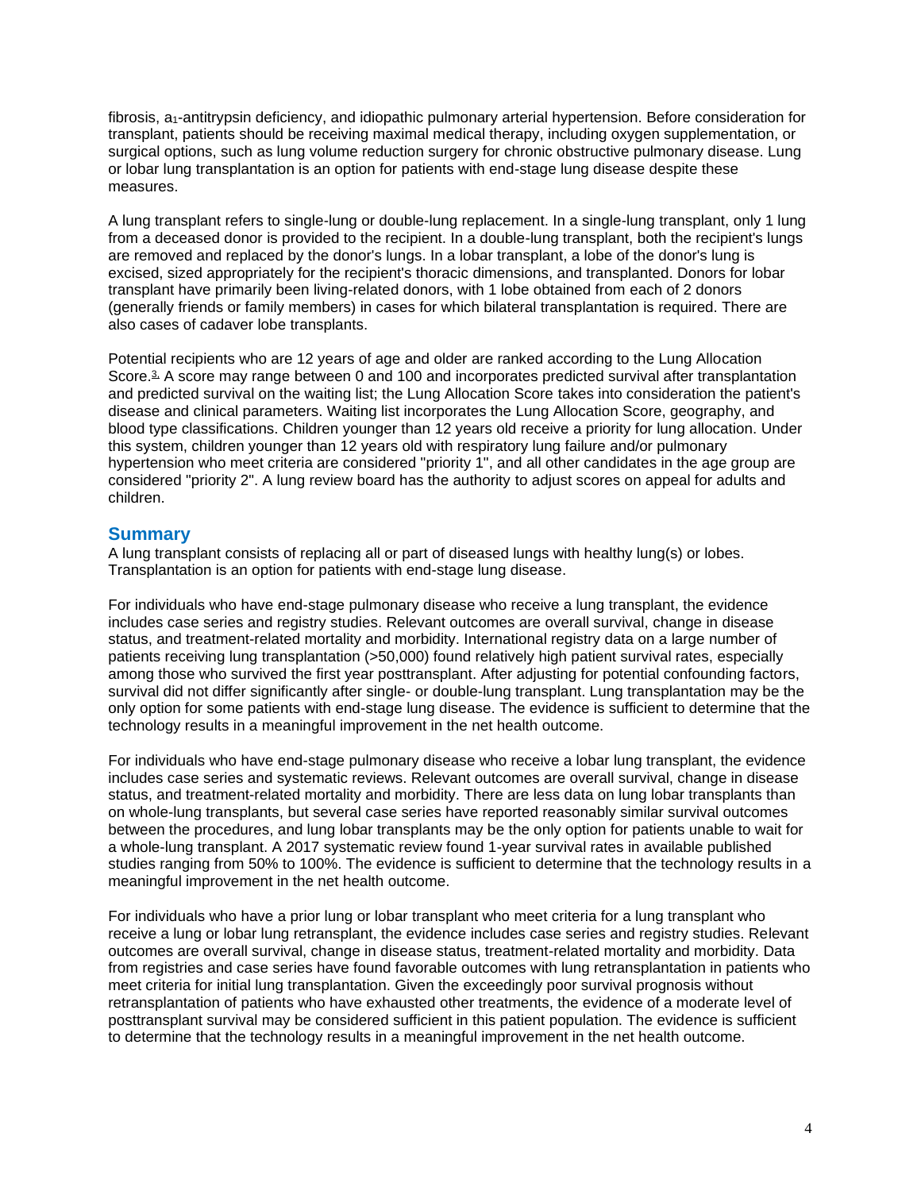fibrosis, $a_1$-antitrypsin deficiency, and idiopathic pulmonary arterial hypertension. Before consideration for transplant, patients should be receiving maximal medical therapy, including oxygen supplementation, or surgical options, such as lung volume reduction surgery for chronic obstructive pulmonary disease. Lung or lobar lung transplantation is an option for patients with end-stage lung disease despite these measures.

A lung transplant refers to single-lung or double-lung replacement. In a single-lung transplant, only 1 lung from a deceased donor is provided to the recipient. In a double-lung transplant, both the recipient's lungs are removed and replaced by the donor's lungs. In a lobar transplant, a lobe of the donor's lung is excised, sized appropriately for the recipient's thoracic dimensions, and transplanted. Donors for lobar transplant have primarily been living-related donors, with 1 lobe obtained from each of 2 donors (generally friends or family members) in cases for which bilateral transplantation is required. There are also cases of cadaver lobe transplants.

Potential recipients who are 12 years of age and older are ranked according to the Lung Allocation Score.[3] A score may range between 0 and 100 and incorporates predicted survival after transplantation and predicted survival on the waiting list; the Lung Allocation Score takes into consideration the patient's disease and clinical parameters. Waiting list incorporates the Lung Allocation Score, geography, and blood type classifications. Children younger than 12 years old receive a priority for lung allocation. Under this system, children younger than 12 years old with respiratory lung failure and/or pulmonary hypertension who meet criteria are considered "priority 1", and all other candidates in the age group are considered "priority 2". A lung review board has the authority to adjust scores on appeal for adults and children.

## Summary

A lung transplant consists of replacing all or part of diseased lungs with healthy lung(s) or lobes. Transplantation is an option for patients with end-stage lung disease.

For individuals who have end-stage pulmonary disease who receive a lung transplant, the evidence includes case series and registry studies. Relevant outcomes are overall survival, change in disease status, and treatment-related mortality and morbidity. International registry data on a large number of patients receiving lung transplantation (>50,000) found relatively high patient survival rates, especially among those who survived the first year posttransplant. After adjusting for potential confounding factors, survival did not differ significantly after single- or double-lung transplant. Lung transplantation may be the only option for some patients with end-stage lung disease. The evidence is sufficient to determine that the technology results in a meaningful improvement in the net health outcome.

For individuals who have end-stage pulmonary disease who receive a lobar lung transplant, the evidence includes case series and systematic reviews. Relevant outcomes are overall survival, change in disease status, and treatment-related mortality and morbidity. There are less data on lung lobar transplants than on whole-lung transplants, but several case series have reported reasonably similar survival outcomes between the procedures, and lung lobar transplants may be the only option for patients unable to wait for a whole-lung transplant. A 2017 systematic review found 1-year survival rates in available published studies ranging from 50% to 100%. The evidence is sufficient to determine that the technology results in a meaningful improvement in the net health outcome.

For individuals who have a prior lung or lobar transplant who meet criteria for a lung transplant who receive a lung or lobar lung retransplant, the evidence includes case series and registry studies. Relevant outcomes are overall survival, change in disease status, treatment-related mortality and morbidity. Data from registries and case series have found favorable outcomes with lung retransplantation in patients who meet criteria for initial lung transplantation. Given the exceedingly poor survival prognosis without retransplantation of patients who have exhausted other treatments, the evidence of a moderate level of posttransplant survival may be considered sufficient in this patient population. The evidence is sufficient to determine that the technology results in a meaningful improvement in the net health outcome.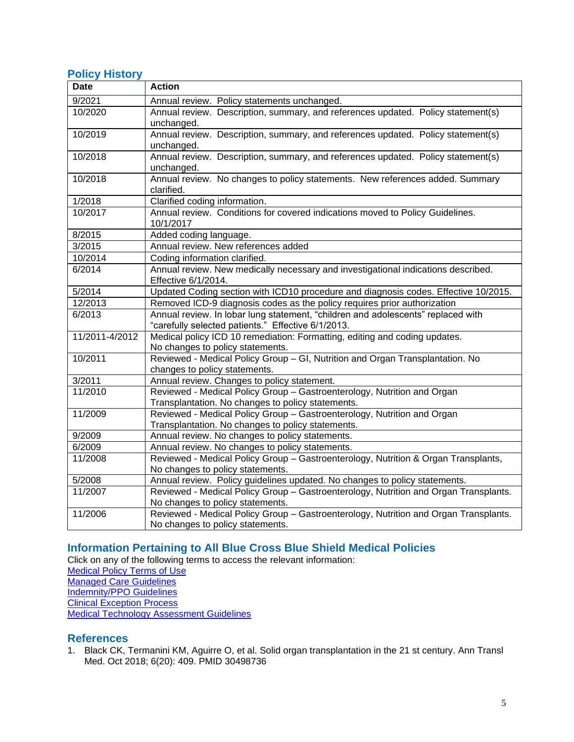## Policy History

| Date | Action |
|---|---|
| 9/2021 | Annual review. Policy statements unchanged. |
| 10/2020 | Annual review. Description, summary, and references updated. Policy statement(s) unchanged. |
| 10/2019 | Annual review. Description, summary, and references updated. Policy statement(s) unchanged. |
| 10/2018 | Annual review. Description, summary, and references updated. Policy statement(s) unchanged. |
| 10/2018 | Annual review. No changes to policy statements. New references added. Summary clarified. |
| 1/2018 | Clarified coding information. |
| 10/2017 | Annual review. Conditions for covered indications moved to Policy Guidelines. 10/1/2017 |
| 8/2015 | Added coding language. |
| 3/2015 | Annual review. New references added |
| 10/2014 | Coding information clarified. |
| 6/2014 | Annual review. New medically necessary and investigational indications described. Effective 6/1/2014. |
| 5/2014 | Updated Coding section with ICD10 procedure and diagnosis codes. Effective 10/2015. |
| 12/2013 | Removed ICD-9 diagnosis codes as the policy requires prior authorization |
| 6/2013 | Annual review. In lobar lung statement, "children and adolescents" replaced with "carefully selected patients." Effective 6/1/2013. |
| 11/2011-4/2012 | Medical policy ICD 10 remediation: Formatting, editing and coding updates. No changes to policy statements. |
| 10/2011 | Reviewed - Medical Policy Group – GI, Nutrition and Organ Transplantation. No changes to policy statements. |
| 3/2011 | Annual review. Changes to policy statement. |
| 11/2010 | Reviewed - Medical Policy Group – Gastroenterology, Nutrition and Organ Transplantation. No changes to policy statements. |
| 11/2009 | Reviewed - Medical Policy Group – Gastroenterology, Nutrition and Organ Transplantation. No changes to policy statements. |
| 9/2009 | Annual review. No changes to policy statements. |
| 6/2009 | Annual review. No changes to policy statements. |
| 11/2008 | Reviewed - Medical Policy Group – Gastroenterology, Nutrition & Organ Transplants, No changes to policy statements. |
| 5/2008 | Annual review. Policy guidelines updated. No changes to policy statements. |
| 11/2007 | Reviewed - Medical Policy Group – Gastroenterology, Nutrition and Organ Transplants. No changes to policy statements. |
| 11/2006 | Reviewed - Medical Policy Group – Gastroenterology, Nutrition and Organ Transplants. No changes to policy statements. |

## Information Pertaining to All Blue Cross Blue Shield Medical Policies

Click on any of the following terms to access the relevant information:

Medical Policy Terms of Use
Managed Care Guidelines
Indemnity/PPO Guidelines
Clinical Exception Process
Medical Technology Assessment Guidelines

## References

1. Black CK, Termanini KM, Aguirre O, et al. Solid organ transplantation in the 21 st century. Ann Transl Med. Oct 2018; 6(20): 409. PMID 30498736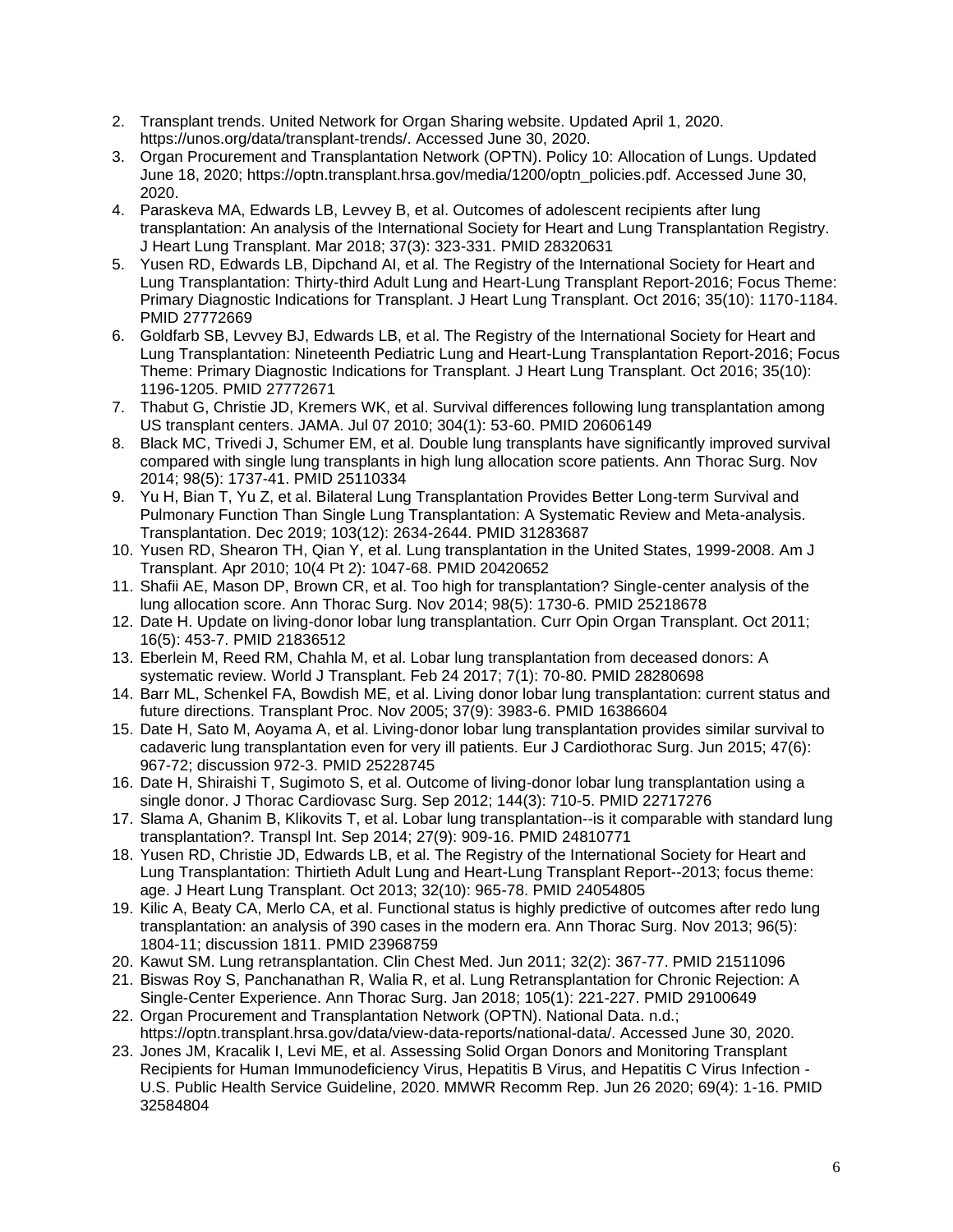2. Transplant trends. United Network for Organ Sharing website. Updated April 1, 2020. https://unos.org/data/transplant-trends/. Accessed June 30, 2020.
3. Organ Procurement and Transplantation Network (OPTN). Policy 10: Allocation of Lungs. Updated June 18, 2020; https://optn.transplant.hrsa.gov/media/1200/optn_policies.pdf. Accessed June 30, 2020.
4. Paraskeva MA, Edwards LB, Levvey B, et al. Outcomes of adolescent recipients after lung transplantation: An analysis of the International Society for Heart and Lung Transplantation Registry. J Heart Lung Transplant. Mar 2018; 37(3): 323-331. PMID 28320631
5. Yusen RD, Edwards LB, Dipchand AI, et al. The Registry of the International Society for Heart and Lung Transplantation: Thirty-third Adult Lung and Heart-Lung Transplant Report-2016; Focus Theme: Primary Diagnostic Indications for Transplant. J Heart Lung Transplant. Oct 2016; 35(10): 1170-1184. PMID 27772669
6. Goldfarb SB, Levvey BJ, Edwards LB, et al. The Registry of the International Society for Heart and Lung Transplantation: Nineteenth Pediatric Lung and Heart-Lung Transplantation Report-2016; Focus Theme: Primary Diagnostic Indications for Transplant. J Heart Lung Transplant. Oct 2016; 35(10): 1196-1205. PMID 27772671
7. Thabut G, Christie JD, Kremers WK, et al. Survival differences following lung transplantation among US transplant centers. JAMA. Jul 07 2010; 304(1): 53-60. PMID 20606149
8. Black MC, Trivedi J, Schumer EM, et al. Double lung transplants have significantly improved survival compared with single lung transplants in high lung allocation score patients. Ann Thorac Surg. Nov 2014; 98(5): 1737-41. PMID 25110334
9. Yu H, Bian T, Yu Z, et al. Bilateral Lung Transplantation Provides Better Long-term Survival and Pulmonary Function Than Single Lung Transplantation: A Systematic Review and Meta-analysis. Transplantation. Dec 2019; 103(12): 2634-2644. PMID 31283687
10. Yusen RD, Shearon TH, Qian Y, et al. Lung transplantation in the United States, 1999-2008. Am J Transplant. Apr 2010; 10(4 Pt 2): 1047-68. PMID 20420652
11. Shafii AE, Mason DP, Brown CR, et al. Too high for transplantation? Single-center analysis of the lung allocation score. Ann Thorac Surg. Nov 2014; 98(5): 1730-6. PMID 25218678
12. Date H. Update on living-donor lobar lung transplantation. Curr Opin Organ Transplant. Oct 2011; 16(5): 453-7. PMID 21836512
13. Eberlein M, Reed RM, Chahla M, et al. Lobar lung transplantation from deceased donors: A systematic review. World J Transplant. Feb 24 2017; 7(1): 70-80. PMID 28280698
14. Barr ML, Schenkel FA, Bowdish ME, et al. Living donor lobar lung transplantation: current status and future directions. Transplant Proc. Nov 2005; 37(9): 3983-6. PMID 16386604
15. Date H, Sato M, Aoyama A, et al. Living-donor lobar lung transplantation provides similar survival to cadaveric lung transplantation even for very ill patients. Eur J Cardiothorac Surg. Jun 2015; 47(6): 967-72; discussion 972-3. PMID 25228745
16. Date H, Shiraishi T, Sugimoto S, et al. Outcome of living-donor lobar lung transplantation using a single donor. J Thorac Cardiovasc Surg. Sep 2012; 144(3): 710-5. PMID 22717276
17. Slama A, Ghanim B, Klikovits T, et al. Lobar lung transplantation--is it comparable with standard lung transplantation?. Transpl Int. Sep 2014; 27(9): 909-16. PMID 24810771
18. Yusen RD, Christie JD, Edwards LB, et al. The Registry of the International Society for Heart and Lung Transplantation: Thirtieth Adult Lung and Heart-Lung Transplant Report--2013; focus theme: age. J Heart Lung Transplant. Oct 2013; 32(10): 965-78. PMID 24054805
19. Kilic A, Beaty CA, Merlo CA, et al. Functional status is highly predictive of outcomes after redo lung transplantation: an analysis of 390 cases in the modern era. Ann Thorac Surg. Nov 2013; 96(5): 1804-11; discussion 1811. PMID 23968759
20. Kawut SM. Lung retransplantation. Clin Chest Med. Jun 2011; 32(2): 367-77. PMID 21511096
21. Biswas Roy S, Panchanathan R, Walia R, et al. Lung Retransplantation for Chronic Rejection: A Single-Center Experience. Ann Thorac Surg. Jan 2018; 105(1): 221-227. PMID 29100649
22. Organ Procurement and Transplantation Network (OPTN). National Data. n.d.; https://optn.transplant.hrsa.gov/data/view-data-reports/national-data/. Accessed June 30, 2020.
23. Jones JM, Kracalik I, Levi ME, et al. Assessing Solid Organ Donors and Monitoring Transplant Recipients for Human Immunodeficiency Virus, Hepatitis B Virus, and Hepatitis C Virus Infection - U.S. Public Health Service Guideline, 2020. MMWR Recomm Rep. Jun 26 2020; 69(4): 1-16. PMID 32584804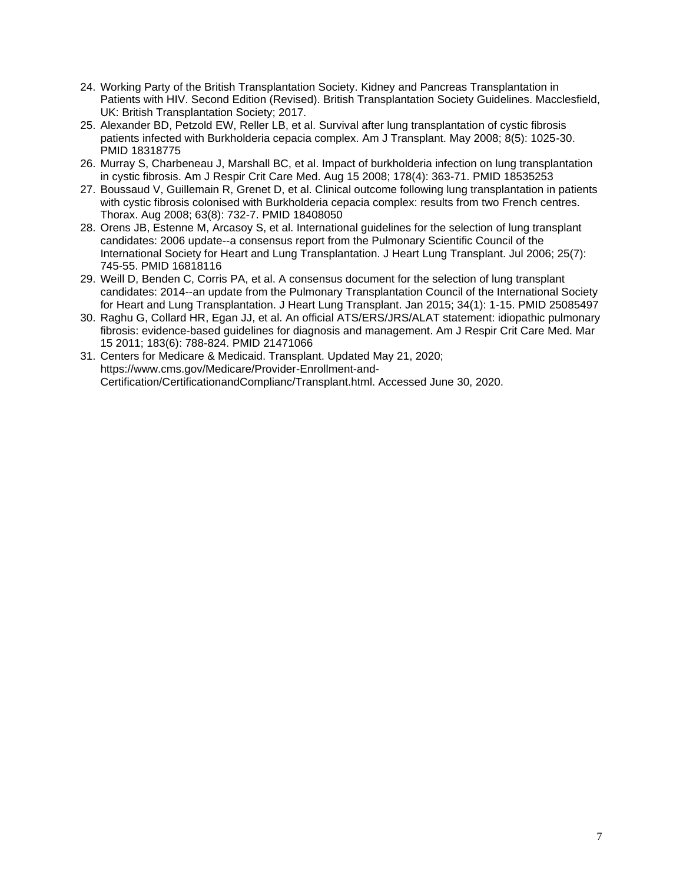24. Working Party of the British Transplantation Society. Kidney and Pancreas Transplantation in Patients with HIV. Second Edition (Revised). British Transplantation Society Guidelines. Macclesfield, UK: British Transplantation Society; 2017.
25. Alexander BD, Petzold EW, Reller LB, et al. Survival after lung transplantation of cystic fibrosis patients infected with Burkholderia cepacia complex. Am J Transplant. May 2008; 8(5): 1025-30. PMID 18318775
26. Murray S, Charbeneau J, Marshall BC, et al. Impact of burkholderia infection on lung transplantation in cystic fibrosis. Am J Respir Crit Care Med. Aug 15 2008; 178(4): 363-71. PMID 18535253
27. Boussaud V, Guillemain R, Grenet D, et al. Clinical outcome following lung transplantation in patients with cystic fibrosis colonised with Burkholderia cepacia complex: results from two French centres. Thorax. Aug 2008; 63(8): 732-7. PMID 18408050
28. Orens JB, Estenne M, Arcasoy S, et al. International guidelines for the selection of lung transplant candidates: 2006 update--a consensus report from the Pulmonary Scientific Council of the International Society for Heart and Lung Transplantation. J Heart Lung Transplant. Jul 2006; 25(7): 745-55. PMID 16818116
29. Weill D, Benden C, Corris PA, et al. A consensus document for the selection of lung transplant candidates: 2014--an update from the Pulmonary Transplantation Council of the International Society for Heart and Lung Transplantation. J Heart Lung Transplant. Jan 2015; 34(1): 1-15. PMID 25085497
30. Raghu G, Collard HR, Egan JJ, et al. An official ATS/ERS/JRS/ALAT statement: idiopathic pulmonary fibrosis: evidence-based guidelines for diagnosis and management. Am J Respir Crit Care Med. Mar 15 2011; 183(6): 788-824. PMID 21471066
31. Centers for Medicare & Medicaid. Transplant. Updated May 21, 2020; https://www.cms.gov/Medicare/Provider-Enrollment-and-Certification/CertificationandComplianc/Transplant.html. Accessed June 30, 2020.